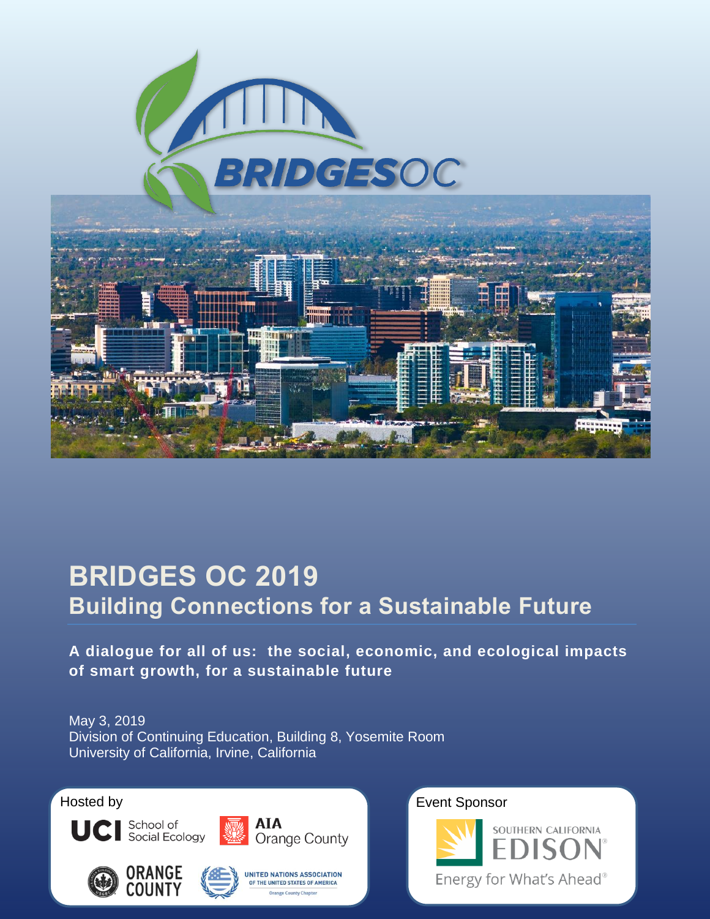# BRIDGES OC 2019

## Building Connections for a Sustainable Future

**A dialogue for all of us: the social, economic, and ecological impacts of smart growth, for a sustainable future**

May 3, 2019
Division of Continuing Education, Building 8, Yosemite Room
University of California, Irvine, California

Hosted by

UCI School of Social Ecology

AIA Orange County

Orange County

United Nations Association of the United States of America, Orange County Chapter

Event Sponsor

Southern California Edison

Energy for What's Ahead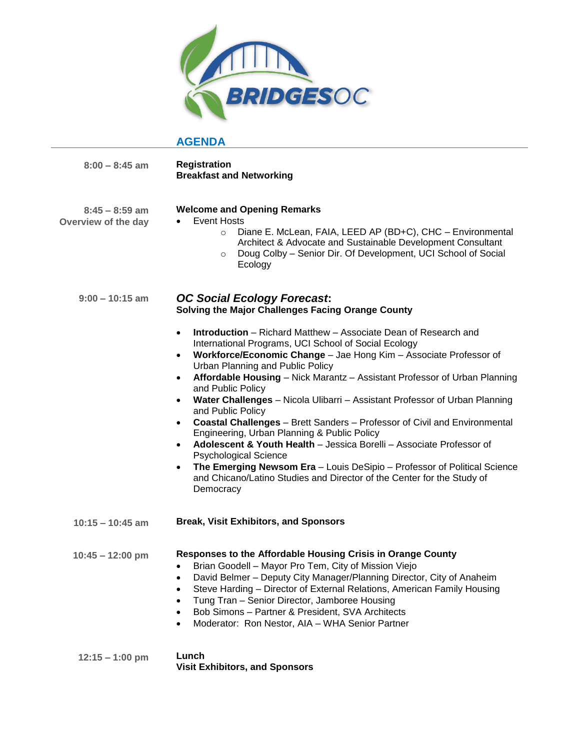# BRIDGESOC

## AGENDA

**8:00 – 8:45 am**

**Registration**
**Breakfast and Networking**

**8:45 – 8:59 am**
**Overview of the day**

**Welcome and Opening Remarks**

- Event Hosts
  - Diane E. McLean, FAIA, LEED AP (BD+C), CHC – Environmental Architect & Advocate and Sustainable Development Consultant
  - Doug Colby – Senior Dir. Of Development, UCI School of Social Ecology

**9:00 – 10:15 am**

***OC Social Ecology Forecast*:**
**Solving the Major Challenges Facing Orange County**

- **Introduction** – Richard Matthew – Associate Dean of Research and International Programs, UCI School of Social Ecology
- **Workforce/Economic Change** – Jae Hong Kim – Associate Professor of Urban Planning and Public Policy
- **Affordable Housing** – Nick Marantz – Assistant Professor of Urban Planning and Public Policy
- **Water Challenges** – Nicola Ulibarri – Assistant Professor of Urban Planning and Public Policy
- **Coastal Challenges** – Brett Sanders – Professor of Civil and Environmental Engineering, Urban Planning & Public Policy
- **Adolescent & Youth Health** – Jessica Borelli – Associate Professor of Psychological Science
- **The Emerging Newsom Era** – Louis DeSipio – Professor of Political Science and Chicano/Latino Studies and Director of the Center for the Study of Democracy

**10:15 – 10:45 am**

**Break, Visit Exhibitors, and Sponsors**

**10:45 – 12:00 pm**

**Responses to the Affordable Housing Crisis in Orange County**

- Brian Goodell – Mayor Pro Tem, City of Mission Viejo
- David Belmer – Deputy City Manager/Planning Director, City of Anaheim
- Steve Harding – Director of External Relations, American Family Housing
- Tung Tran – Senior Director, Jamboree Housing
- Bob Simons – Partner & President, SVA Architects
- Moderator: Ron Nestor, AIA – WHA Senior Partner

**12:15 – 1:00 pm**

**Lunch**
**Visit Exhibitors, and Sponsors**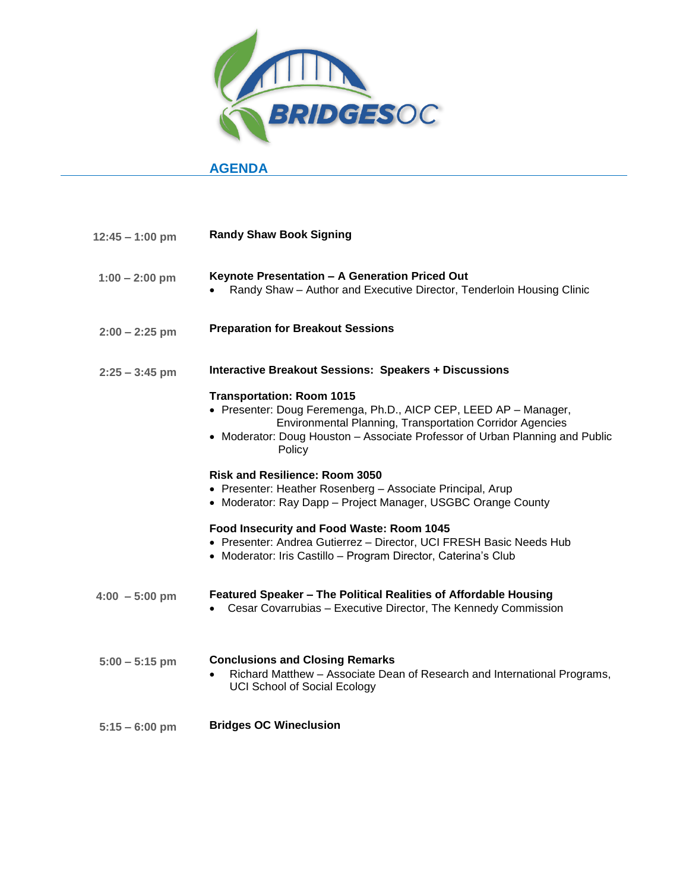BRIDGESOC

## AGENDA

| | |
|---|---|
| **12:45 – 1:00 pm** | **Randy Shaw Book Signing** |
| **1:00 – 2:00 pm** | **Keynote Presentation – A Generation Priced Out**<br>• Randy Shaw – Author and Executive Director, Tenderloin Housing Clinic |
| **2:00 – 2:25 pm** | **Preparation for Breakout Sessions** |
| **2:25 – 3:45 pm** | **Interactive Breakout Sessions: Speakers + Discussions**<br><br>**Transportation: Room 1015**<br>• Presenter: Doug Feremenga, Ph.D., AICP CEP, LEED AP – Manager, Environmental Planning, Transportation Corridor Agencies<br>• Moderator: Doug Houston – Associate Professor of Urban Planning and Public Policy<br><br>**Risk and Resilience: Room 3050**<br>• Presenter: Heather Rosenberg – Associate Principal, Arup<br>• Moderator: Ray Dapp – Project Manager, USGBC Orange County<br><br>**Food Insecurity and Food Waste: Room 1045**<br>• Presenter: Andrea Gutierrez – Director, UCI FRESH Basic Needs Hub<br>• Moderator: Iris Castillo – Program Director, Caterina's Club |
| **4:00 – 5:00 pm** | **Featured Speaker – The Political Realities of Affordable Housing**<br>• Cesar Covarrubias – Executive Director, The Kennedy Commission |
| **5:00 – 5:15 pm** | **Conclusions and Closing Remarks**<br>• Richard Matthew – Associate Dean of Research and International Programs, UCI School of Social Ecology |
| **5:15 – 6:00 pm** | **Bridges OC Wineclusion** |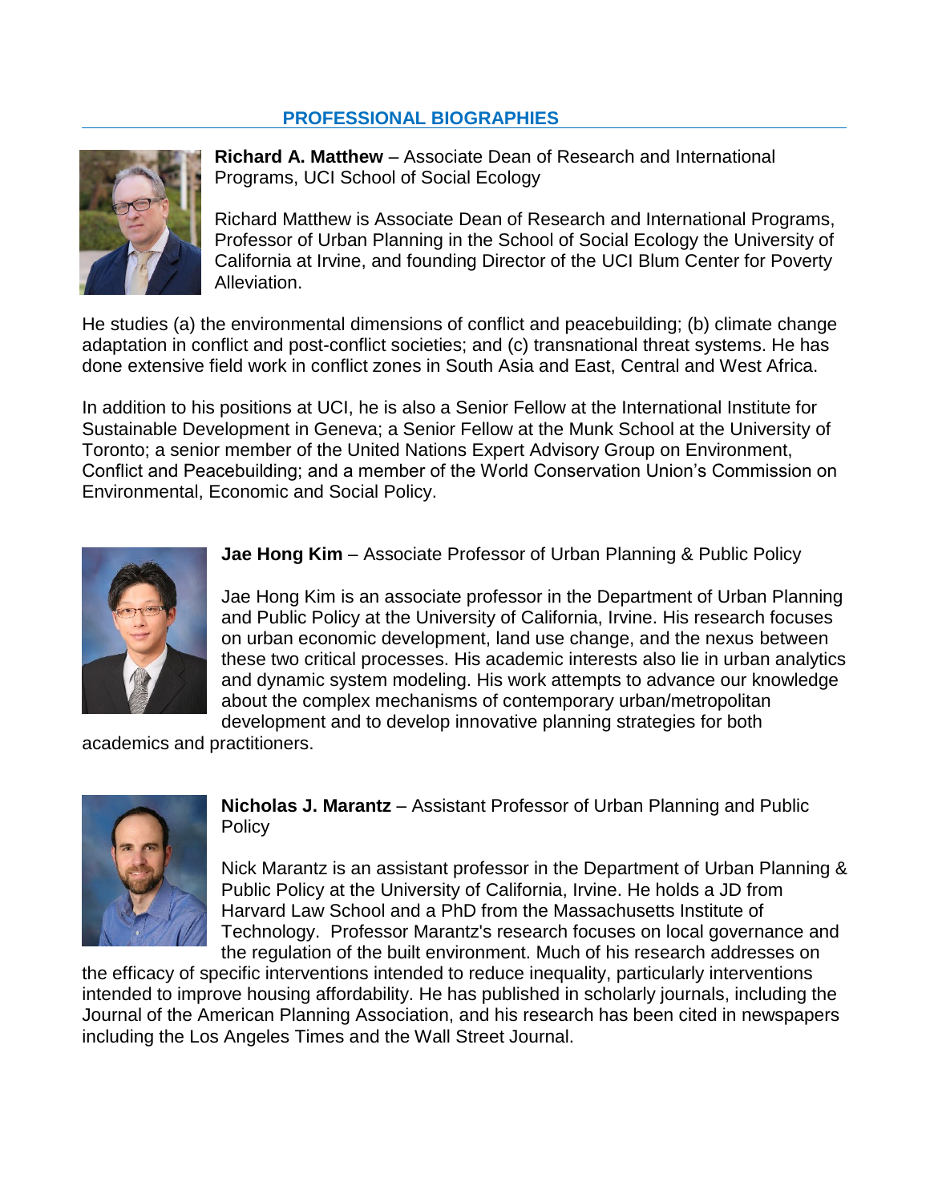## PROFESSIONAL BIOGRAPHIES

**Richard A. Matthew** – Associate Dean of Research and International Programs, UCI School of Social Ecology

Richard Matthew is Associate Dean of Research and International Programs, Professor of Urban Planning in the School of Social Ecology the University of California at Irvine, and founding Director of the UCI Blum Center for Poverty Alleviation.

He studies (a) the environmental dimensions of conflict and peacebuilding; (b) climate change adaptation in conflict and post-conflict societies; and (c) transnational threat systems. He has done extensive field work in conflict zones in South Asia and East, Central and West Africa.

In addition to his positions at UCI, he is also a Senior Fellow at the International Institute for Sustainable Development in Geneva; a Senior Fellow at the Munk School at the University of Toronto; a senior member of the United Nations Expert Advisory Group on Environment, Conflict and Peacebuilding; and a member of the World Conservation Union's Commission on Environmental, Economic and Social Policy.

**Jae Hong Kim** – Associate Professor of Urban Planning & Public Policy

Jae Hong Kim is an associate professor in the Department of Urban Planning and Public Policy at the University of California, Irvine. His research focuses on urban economic development, land use change, and the nexus between these two critical processes. His academic interests also lie in urban analytics and dynamic system modeling. His work attempts to advance our knowledge about the complex mechanisms of contemporary urban/metropolitan development and to develop innovative planning strategies for both academics and practitioners.

**Nicholas J. Marantz** – Assistant Professor of Urban Planning and Public Policy

Nick Marantz is an assistant professor in the Department of Urban Planning & Public Policy at the University of California, Irvine. He holds a JD from Harvard Law School and a PhD from the Massachusetts Institute of Technology. Professor Marantz's research focuses on local governance and the regulation of the built environment. Much of his research addresses on the efficacy of specific interventions intended to reduce inequality, particularly interventions intended to improve housing affordability. He has published in scholarly journals, including the Journal of the American Planning Association, and his research has been cited in newspapers including the Los Angeles Times and the Wall Street Journal.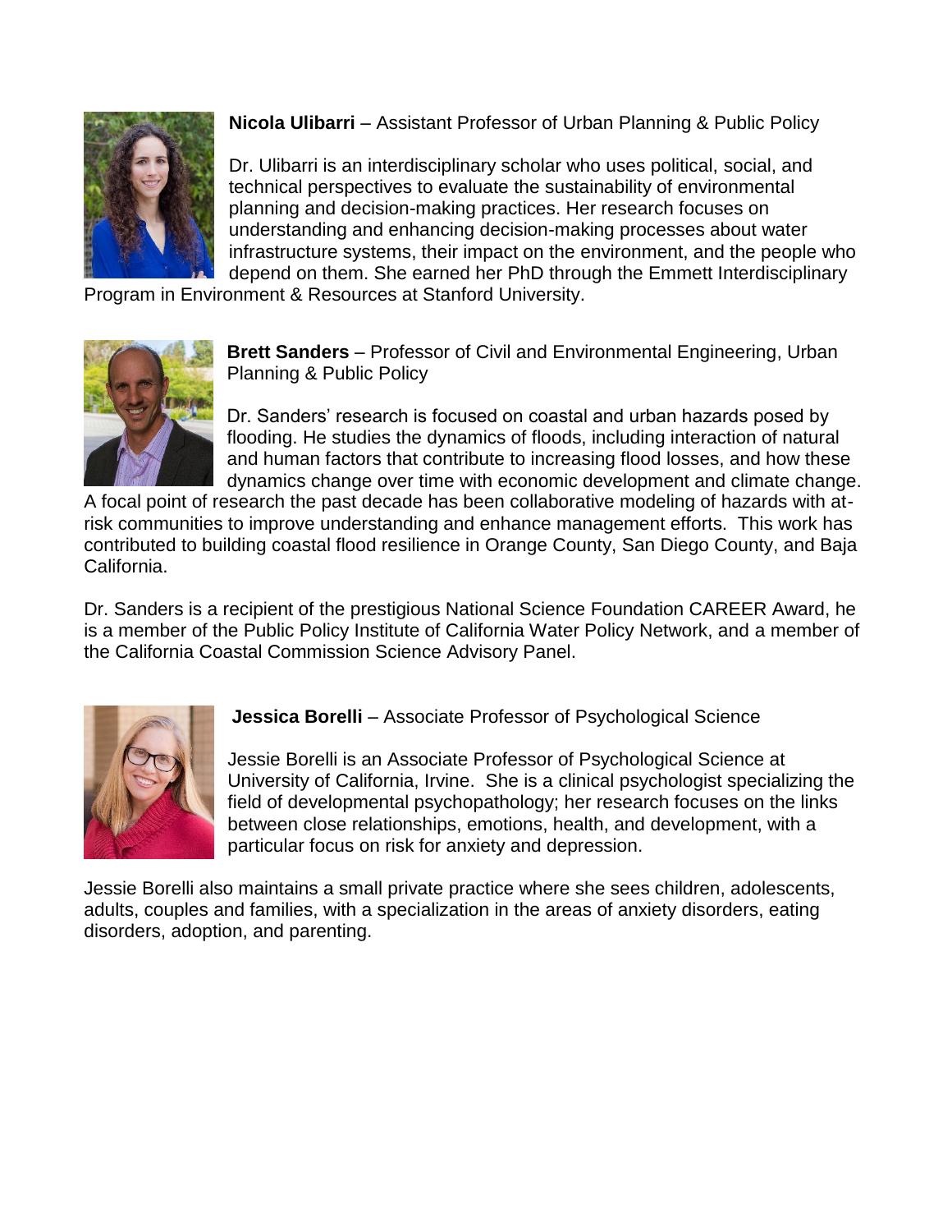**Nicola Ulibarri** – Assistant Professor of Urban Planning & Public Policy

Dr. Ulibarri is an interdisciplinary scholar who uses political, social, and technical perspectives to evaluate the sustainability of environmental planning and decision-making practices. Her research focuses on understanding and enhancing decision-making processes about water infrastructure systems, their impact on the environment, and the people who depend on them. She earned her PhD through the Emmett Interdisciplinary Program in Environment & Resources at Stanford University.

**Brett Sanders** – Professor of Civil and Environmental Engineering, Urban Planning & Public Policy

Dr. Sanders' research is focused on coastal and urban hazards posed by flooding. He studies the dynamics of floods, including interaction of natural and human factors that contribute to increasing flood losses, and how these dynamics change over time with economic development and climate change. A focal point of research the past decade has been collaborative modeling of hazards with at-risk communities to improve understanding and enhance management efforts. This work has contributed to building coastal flood resilience in Orange County, San Diego County, and Baja California.

Dr. Sanders is a recipient of the prestigious National Science Foundation CAREER Award, he is a member of the Public Policy Institute of California Water Policy Network, and a member of the California Coastal Commission Science Advisory Panel.

**Jessica Borelli** – Associate Professor of Psychological Science

Jessie Borelli is an Associate Professor of Psychological Science at University of California, Irvine. She is a clinical psychologist specializing the field of developmental psychopathology; her research focuses on the links between close relationships, emotions, health, and development, with a particular focus on risk for anxiety and depression.

Jessie Borelli also maintains a small private practice where she sees children, adolescents, adults, couples and families, with a specialization in the areas of anxiety disorders, eating disorders, adoption, and parenting.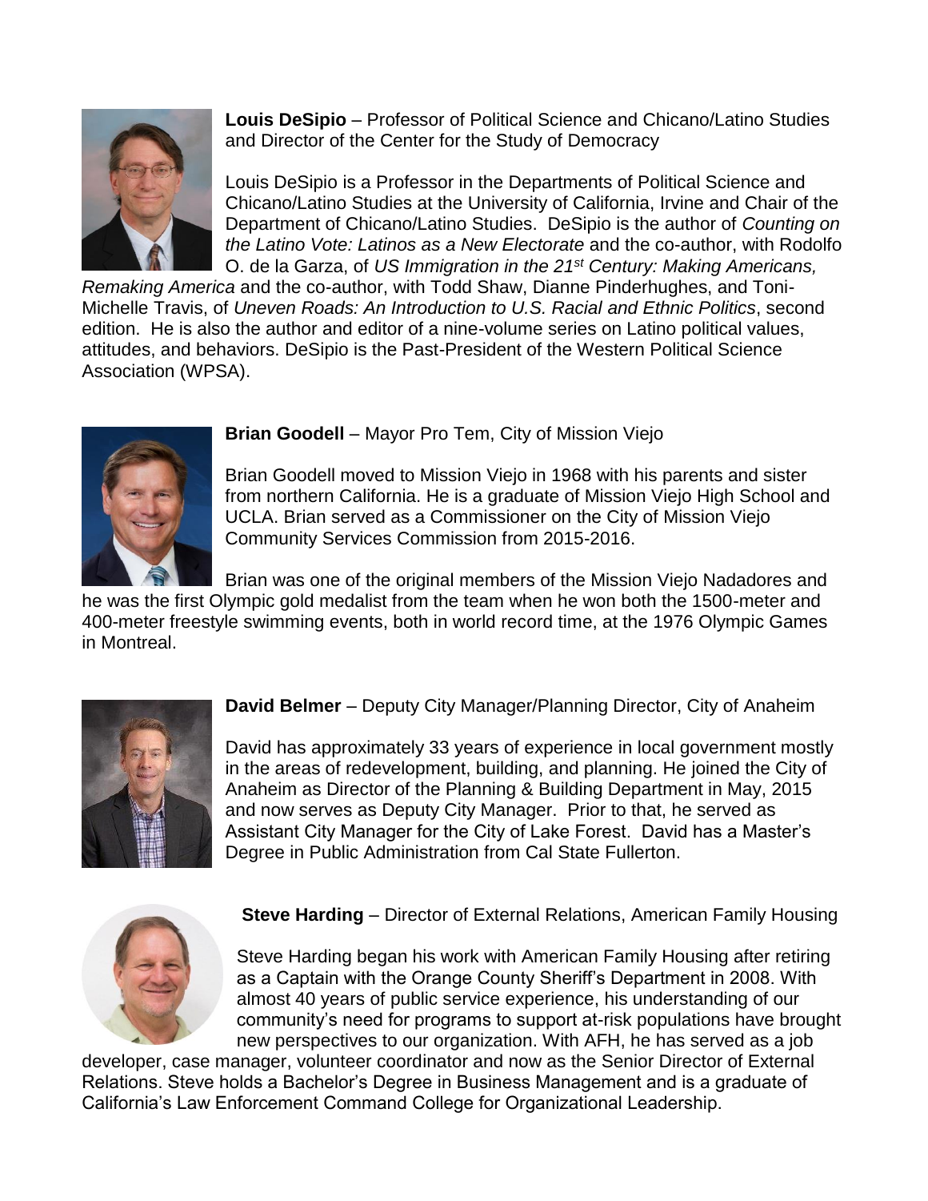**Louis DeSipio** – Professor of Political Science and Chicano/Latino Studies and Director of the Center for the Study of Democracy

Louis DeSipio is a Professor in the Departments of Political Science and Chicano/Latino Studies at the University of California, Irvine and Chair of the Department of Chicano/Latino Studies. DeSipio is the author of *Counting on the Latino Vote: Latinos as a New Electorate* and the co-author, with Rodolfo O. de la Garza, of *US Immigration in the 21st Century: Making Americans, Remaking America* and the co-author, with Todd Shaw, Dianne Pinderhughes, and Toni-Michelle Travis, of *Uneven Roads: An Introduction to U.S. Racial and Ethnic Politics*, second edition. He is also the author and editor of a nine-volume series on Latino political values, attitudes, and behaviors. DeSipio is the Past-President of the Western Political Science Association (WPSA).

**Brian Goodell** – Mayor Pro Tem, City of Mission Viejo

Brian Goodell moved to Mission Viejo in 1968 with his parents and sister from northern California. He is a graduate of Mission Viejo High School and UCLA. Brian served as a Commissioner on the City of Mission Viejo Community Services Commission from 2015-2016.

Brian was one of the original members of the Mission Viejo Nadadores and he was the first Olympic gold medalist from the team when he won both the 1500-meter and 400-meter freestyle swimming events, both in world record time, at the 1976 Olympic Games in Montreal.

**David Belmer** – Deputy City Manager/Planning Director, City of Anaheim

David has approximately 33 years of experience in local government mostly in the areas of redevelopment, building, and planning. He joined the City of Anaheim as Director of the Planning & Building Department in May, 2015 and now serves as Deputy City Manager. Prior to that, he served as Assistant City Manager for the City of Lake Forest. David has a Master's Degree in Public Administration from Cal State Fullerton.

**Steve Harding** – Director of External Relations, American Family Housing

Steve Harding began his work with American Family Housing after retiring as a Captain with the Orange County Sheriff's Department in 2008. With almost 40 years of public service experience, his understanding of our community's need for programs to support at-risk populations have brought new perspectives to our organization. With AFH, he has served as a job developer, case manager, volunteer coordinator and now as the Senior Director of External Relations. Steve holds a Bachelor's Degree in Business Management and is a graduate of California's Law Enforcement Command College for Organizational Leadership.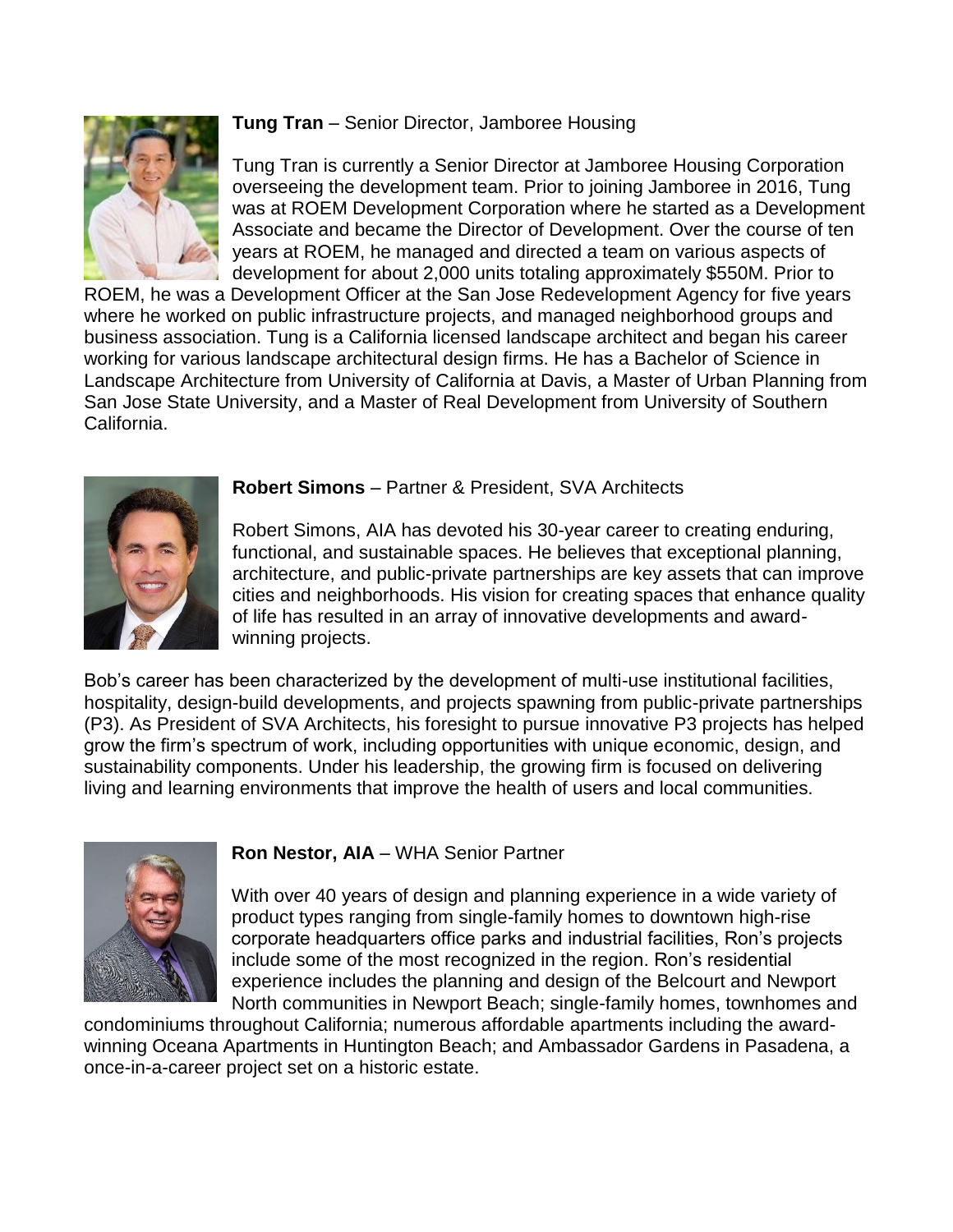**Tung Tran** – Senior Director, Jamboree Housing

Tung Tran is currently a Senior Director at Jamboree Housing Corporation overseeing the development team. Prior to joining Jamboree in 2016, Tung was at ROEM Development Corporation where he started as a Development Associate and became the Director of Development. Over the course of ten years at ROEM, he managed and directed a team on various aspects of development for about 2,000 units totaling approximately $550M. Prior to ROEM, he was a Development Officer at the San Jose Redevelopment Agency for five years where he worked on public infrastructure projects, and managed neighborhood groups and business association. Tung is a California licensed landscape architect and began his career working for various landscape architectural design firms. He has a Bachelor of Science in Landscape Architecture from University of California at Davis, a Master of Urban Planning from San Jose State University, and a Master of Real Development from University of Southern California.

**Robert Simons** – Partner & President, SVA Architects

Robert Simons, AIA has devoted his 30-year career to creating enduring, functional, and sustainable spaces. He believes that exceptional planning, architecture, and public-private partnerships are key assets that can improve cities and neighborhoods. His vision for creating spaces that enhance quality of life has resulted in an array of innovative developments and award-winning projects.

Bob's career has been characterized by the development of multi-use institutional facilities, hospitality, design-build developments, and projects spawning from public-private partnerships (P3). As President of SVA Architects, his foresight to pursue innovative P3 projects has helped grow the firm's spectrum of work, including opportunities with unique economic, design, and sustainability components. Under his leadership, the growing firm is focused on delivering living and learning environments that improve the health of users and local communities.

**Ron Nestor, AIA** – WHA Senior Partner

With over 40 years of design and planning experience in a wide variety of product types ranging from single-family homes to downtown high-rise corporate headquarters office parks and industrial facilities, Ron's projects include some of the most recognized in the region. Ron's residential experience includes the planning and design of the Belcourt and Newport North communities in Newport Beach; single-family homes, townhomes and condominiums throughout California; numerous affordable apartments including the award-winning Oceana Apartments in Huntington Beach; and Ambassador Gardens in Pasadena, a once-in-a-career project set on a historic estate.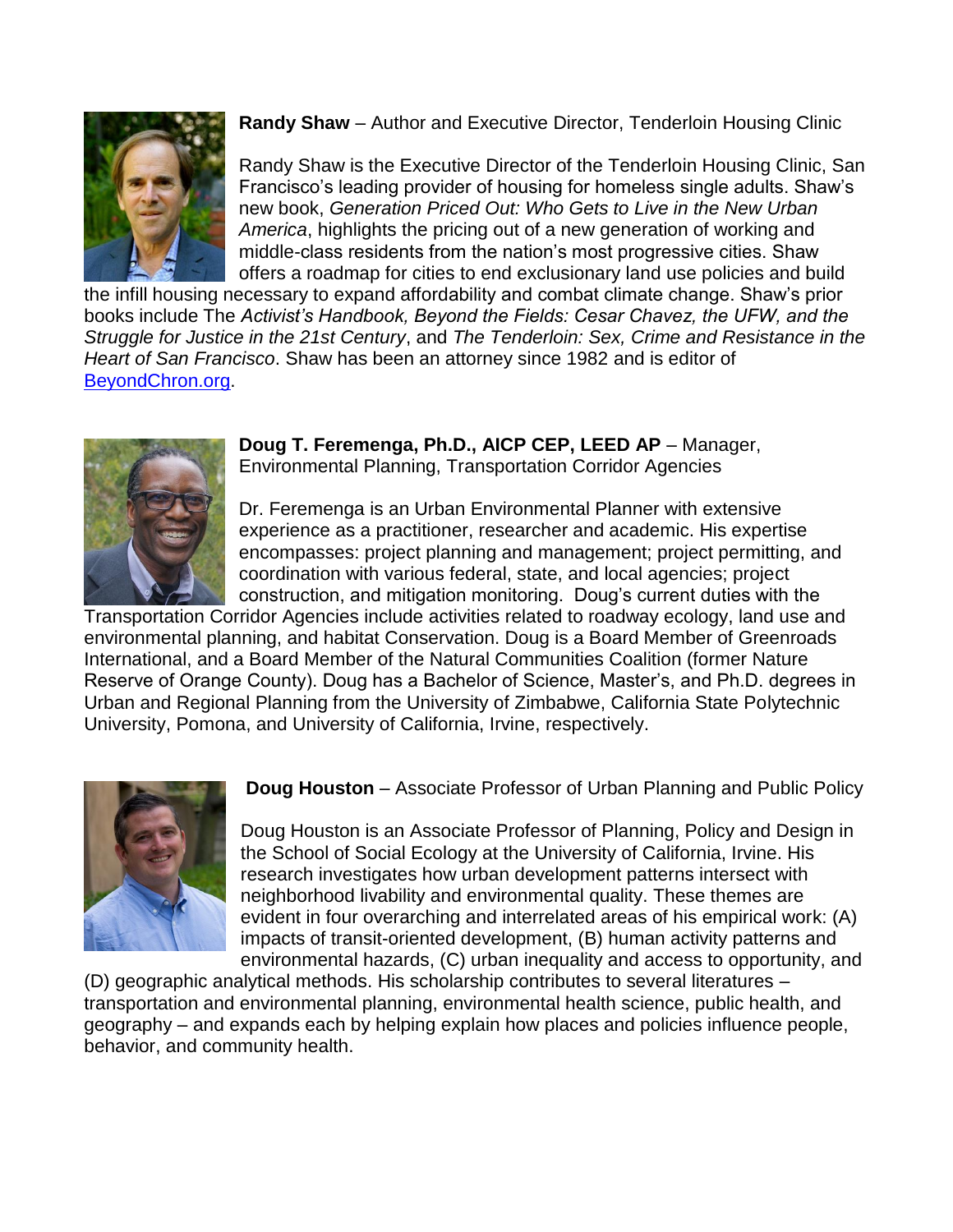**Randy Shaw** – Author and Executive Director, Tenderloin Housing Clinic

Randy Shaw is the Executive Director of the Tenderloin Housing Clinic, San Francisco's leading provider of housing for homeless single adults. Shaw's new book, *Generation Priced Out: Who Gets to Live in the New Urban America*, highlights the pricing out of a new generation of working and middle-class residents from the nation's most progressive cities. Shaw offers a roadmap for cities to end exclusionary land use policies and build the infill housing necessary to expand affordability and combat climate change. Shaw's prior books include The *Activist's Handbook, Beyond the Fields: Cesar Chavez, the UFW, and the Struggle for Justice in the 21st Century*, and *The Tenderloin: Sex, Crime and Resistance in the Heart of San Francisco*. Shaw has been an attorney since 1982 and is editor of [BeyondChron.org](BeyondChron.org).

**Doug T. Feremenga, Ph.D., AICP CEP, LEED AP** – Manager, Environmental Planning, Transportation Corridor Agencies

Dr. Feremenga is an Urban Environmental Planner with extensive experience as a practitioner, researcher and academic. His expertise encompasses: project planning and management; project permitting, and coordination with various federal, state, and local agencies; project construction, and mitigation monitoring. Doug's current duties with the Transportation Corridor Agencies include activities related to roadway ecology, land use and environmental planning, and habitat Conservation. Doug is a Board Member of Greenroads International, and a Board Member of the Natural Communities Coalition (former Nature Reserve of Orange County). Doug has a Bachelor of Science, Master's, and Ph.D. degrees in Urban and Regional Planning from the University of Zimbabwe, California State Polytechnic University, Pomona, and University of California, Irvine, respectively.

**Doug Houston** – Associate Professor of Urban Planning and Public Policy

Doug Houston is an Associate Professor of Planning, Policy and Design in the School of Social Ecology at the University of California, Irvine. His research investigates how urban development patterns intersect with neighborhood livability and environmental quality. These themes are evident in four overarching and interrelated areas of his empirical work: (A) impacts of transit-oriented development, (B) human activity patterns and environmental hazards, (C) urban inequality and access to opportunity, and (D) geographic analytical methods. His scholarship contributes to several literatures – transportation and environmental planning, environmental health science, public health, and geography – and expands each by helping explain how places and policies influence people, behavior, and community health.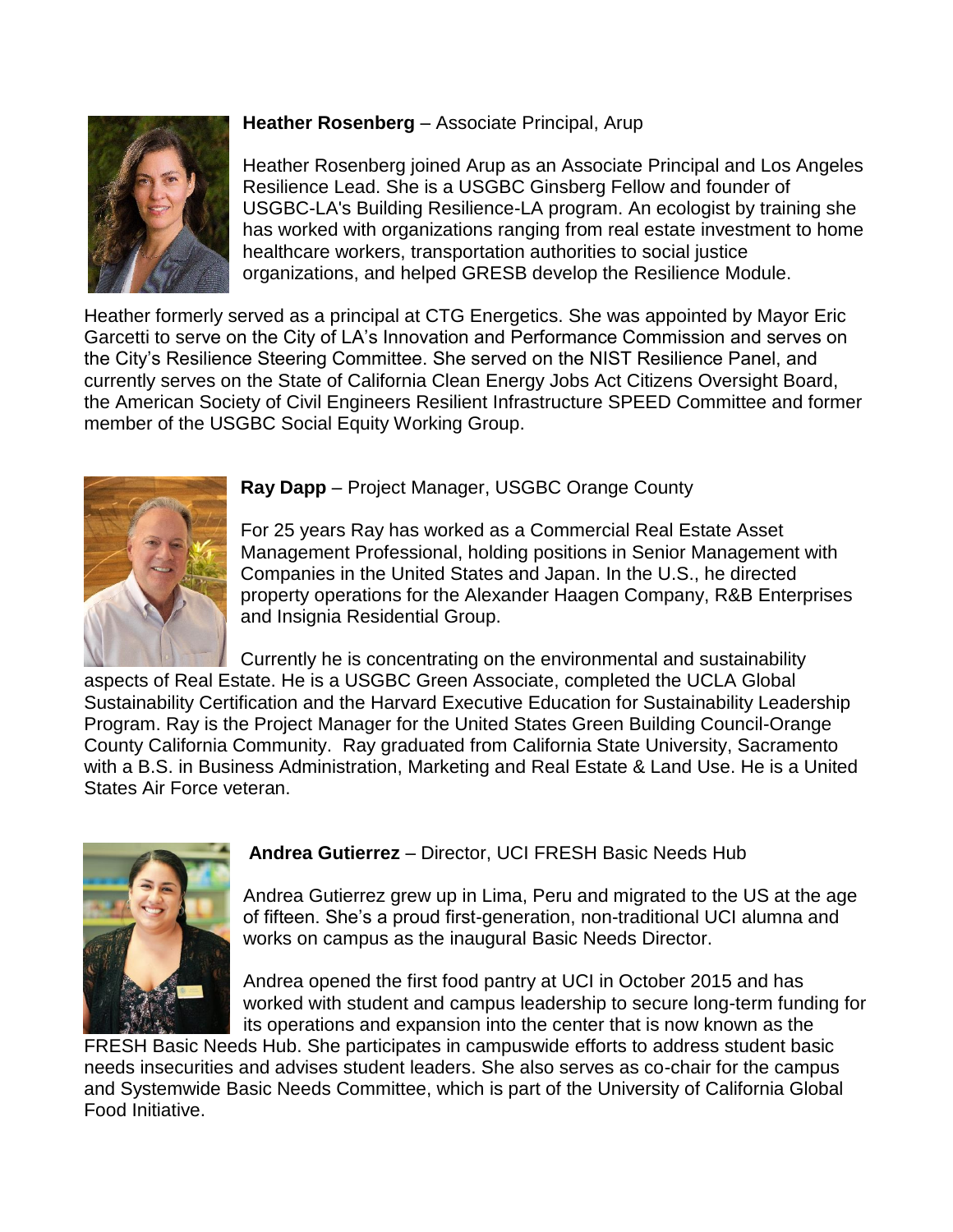**Heather Rosenberg** – Associate Principal, Arup

Heather Rosenberg joined Arup as an Associate Principal and Los Angeles Resilience Lead. She is a USGBC Ginsberg Fellow and founder of USGBC-LA's Building Resilience-LA program. An ecologist by training she has worked with organizations ranging from real estate investment to home healthcare workers, transportation authorities to social justice organizations, and helped GRESB develop the Resilience Module.

Heather formerly served as a principal at CTG Energetics. She was appointed by Mayor Eric Garcetti to serve on the City of LA's Innovation and Performance Commission and serves on the City's Resilience Steering Committee. She served on the NIST Resilience Panel, and currently serves on the State of California Clean Energy Jobs Act Citizens Oversight Board, the American Society of Civil Engineers Resilient Infrastructure SPEED Committee and former member of the USGBC Social Equity Working Group.

**Ray Dapp** – Project Manager, USGBC Orange County

For 25 years Ray has worked as a Commercial Real Estate Asset Management Professional, holding positions in Senior Management with Companies in the United States and Japan. In the U.S., he directed property operations for the Alexander Haagen Company, R&B Enterprises and Insignia Residential Group.

Currently he is concentrating on the environmental and sustainability aspects of Real Estate. He is a USGBC Green Associate, completed the UCLA Global Sustainability Certification and the Harvard Executive Education for Sustainability Leadership Program. Ray is the Project Manager for the United States Green Building Council-Orange County California Community. Ray graduated from California State University, Sacramento with a B.S. in Business Administration, Marketing and Real Estate & Land Use. He is a United States Air Force veteran.

**Andrea Gutierrez** – Director, UCI FRESH Basic Needs Hub

Andrea Gutierrez grew up in Lima, Peru and migrated to the US at the age of fifteen. She's a proud first-generation, non-traditional UCI alumna and works on campus as the inaugural Basic Needs Director.

Andrea opened the first food pantry at UCI in October 2015 and has worked with student and campus leadership to secure long-term funding for its operations and expansion into the center that is now known as the FRESH Basic Needs Hub. She participates in campuswide efforts to address student basic needs insecurities and advises student leaders. She also serves as co-chair for the campus and Systemwide Basic Needs Committee, which is part of the University of California Global Food Initiative.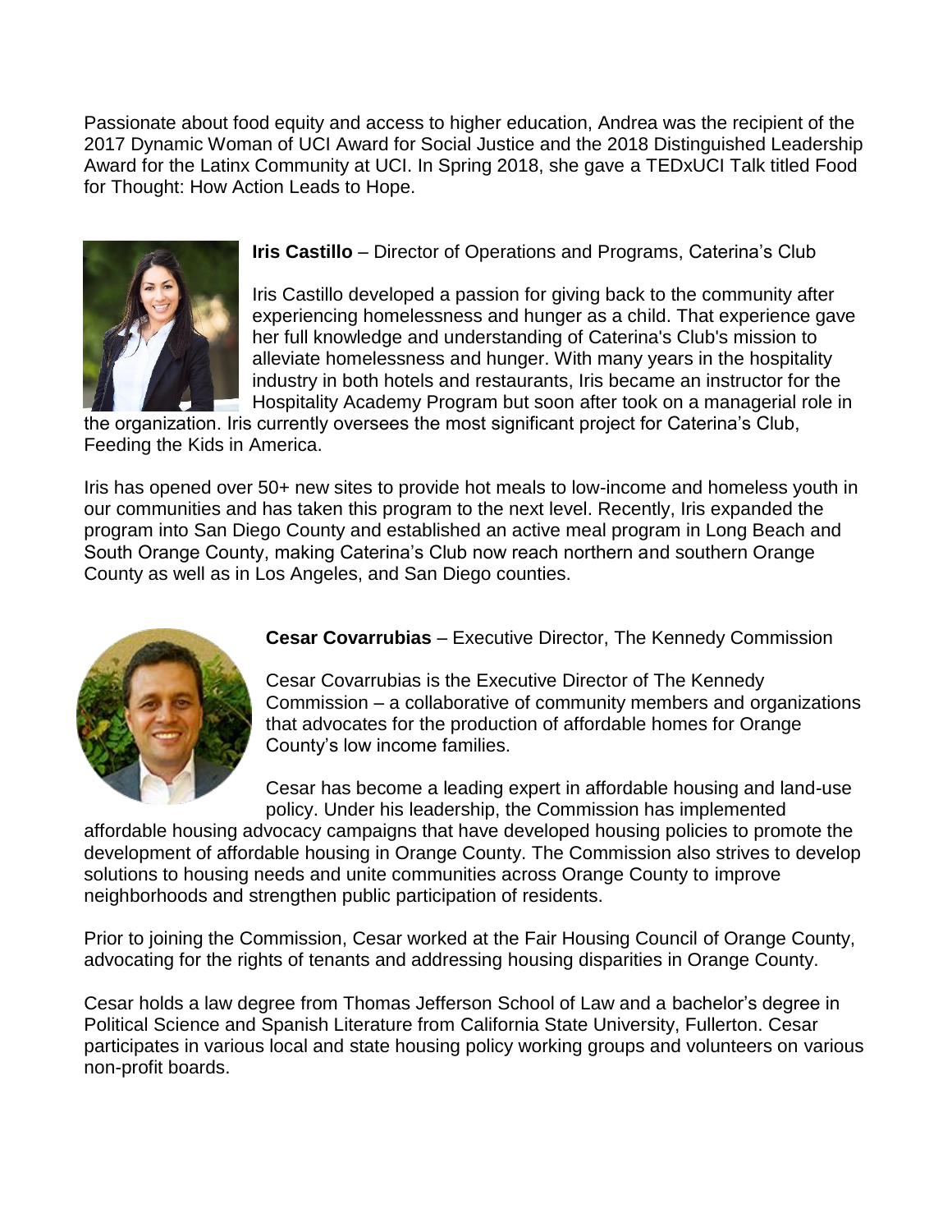Passionate about food equity and access to higher education, Andrea was the recipient of the 2017 Dynamic Woman of UCI Award for Social Justice and the 2018 Distinguished Leadership Award for the Latinx Community at UCI. In Spring 2018, she gave a TEDxUCI Talk titled Food for Thought: How Action Leads to Hope.

**Iris Castillo** – Director of Operations and Programs, Caterina's Club

Iris Castillo developed a passion for giving back to the community after experiencing homelessness and hunger as a child. That experience gave her full knowledge and understanding of Caterina's Club's mission to alleviate homelessness and hunger. With many years in the hospitality industry in both hotels and restaurants, Iris became an instructor for the Hospitality Academy Program but soon after took on a managerial role in the organization. Iris currently oversees the most significant project for Caterina's Club, Feeding the Kids in America.

Iris has opened over 50+ new sites to provide hot meals to low-income and homeless youth in our communities and has taken this program to the next level. Recently, Iris expanded the program into San Diego County and established an active meal program in Long Beach and South Orange County, making Caterina's Club now reach northern and southern Orange County as well as in Los Angeles, and San Diego counties.

**Cesar Covarrubias** – Executive Director, The Kennedy Commission

Cesar Covarrubias is the Executive Director of The Kennedy Commission – a collaborative of community members and organizations that advocates for the production of affordable homes for Orange County's low income families.

Cesar has become a leading expert in affordable housing and land-use policy. Under his leadership, the Commission has implemented affordable housing advocacy campaigns that have developed housing policies to promote the development of affordable housing in Orange County. The Commission also strives to develop solutions to housing needs and unite communities across Orange County to improve neighborhoods and strengthen public participation of residents.

Prior to joining the Commission, Cesar worked at the Fair Housing Council of Orange County, advocating for the rights of tenants and addressing housing disparities in Orange County.

Cesar holds a law degree from Thomas Jefferson School of Law and a bachelor's degree in Political Science and Spanish Literature from California State University, Fullerton. Cesar participates in various local and state housing policy working groups and volunteers on various non-profit boards.